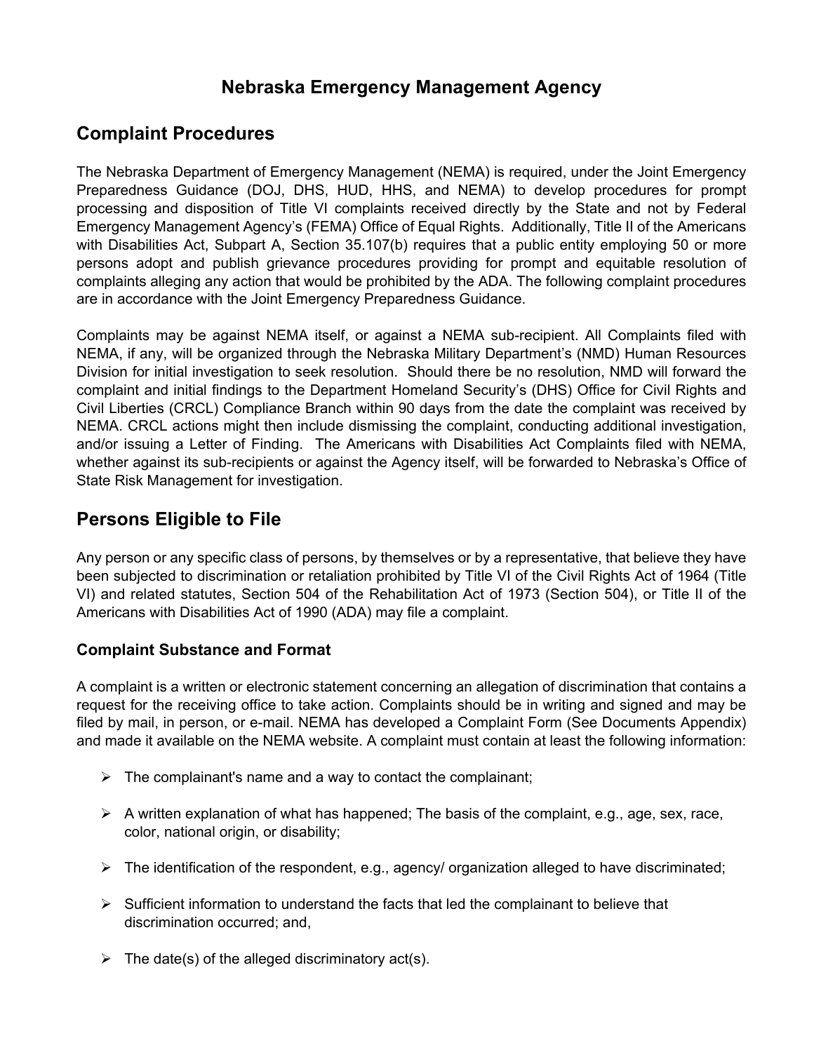# Nebraska Emergency Management Agency

## Complaint Procedures

The Nebraska Department of Emergency Management (NEMA) is required, under the Joint Emergency Preparedness Guidance (DOJ, DHS, HUD, HHS, and NEMA) to develop procedures for prompt processing and disposition of Title VI complaints received directly by the State and not by Federal Emergency Management Agency's (FEMA) Office of Equal Rights. Additionally, Title II of the Americans with Disabilities Act, Subpart A, Section 35.107(b) requires that a public entity employing 50 or more persons adopt and publish grievance procedures providing for prompt and equitable resolution of complaints alleging any action that would be prohibited by the ADA. The following complaint procedures are in accordance with the Joint Emergency Preparedness Guidance.

Complaints may be against NEMA itself, or against a NEMA sub-recipient. All Complaints filed with NEMA, if any, will be organized through the Nebraska Military Department's (NMD) Human Resources Division for initial investigation to seek resolution. Should there be no resolution, NMD will forward the complaint and initial findings to the Department Homeland Security's (DHS) Office for Civil Rights and Civil Liberties (CRCL) Compliance Branch within 90 days from the date the complaint was received by NEMA. CRCL actions might then include dismissing the complaint, conducting additional investigation, and/or issuing a Letter of Finding. The Americans with Disabilities Act Complaints filed with NEMA, whether against its sub-recipients or against the Agency itself, will be forwarded to Nebraska's Office of State Risk Management for investigation.

## Persons Eligible to File

Any person or any specific class of persons, by themselves or by a representative, that believe they have been subjected to discrimination or retaliation prohibited by Title VI of the Civil Rights Act of 1964 (Title VI) and related statutes, Section 504 of the Rehabilitation Act of 1973 (Section 504), or Title II of the Americans with Disabilities Act of 1990 (ADA) may file a complaint.

### Complaint Substance and Format

A complaint is a written or electronic statement concerning an allegation of discrimination that contains a request for the receiving office to take action. Complaints should be in writing and signed and may be filed by mail, in person, or e-mail. NEMA has developed a Complaint Form (See Documents Appendix) and made it available on the NEMA website. A complaint must contain at least the following information:

- The complainant's name and a way to contact the complainant;
- A written explanation of what has happened; The basis of the complaint, e.g., age, sex, race, color, national origin, or disability;
- The identification of the respondent, e.g., agency/ organization alleged to have discriminated;
- Sufficient information to understand the facts that led the complainant to believe that discrimination occurred; and,
- The date(s) of the alleged discriminatory act(s).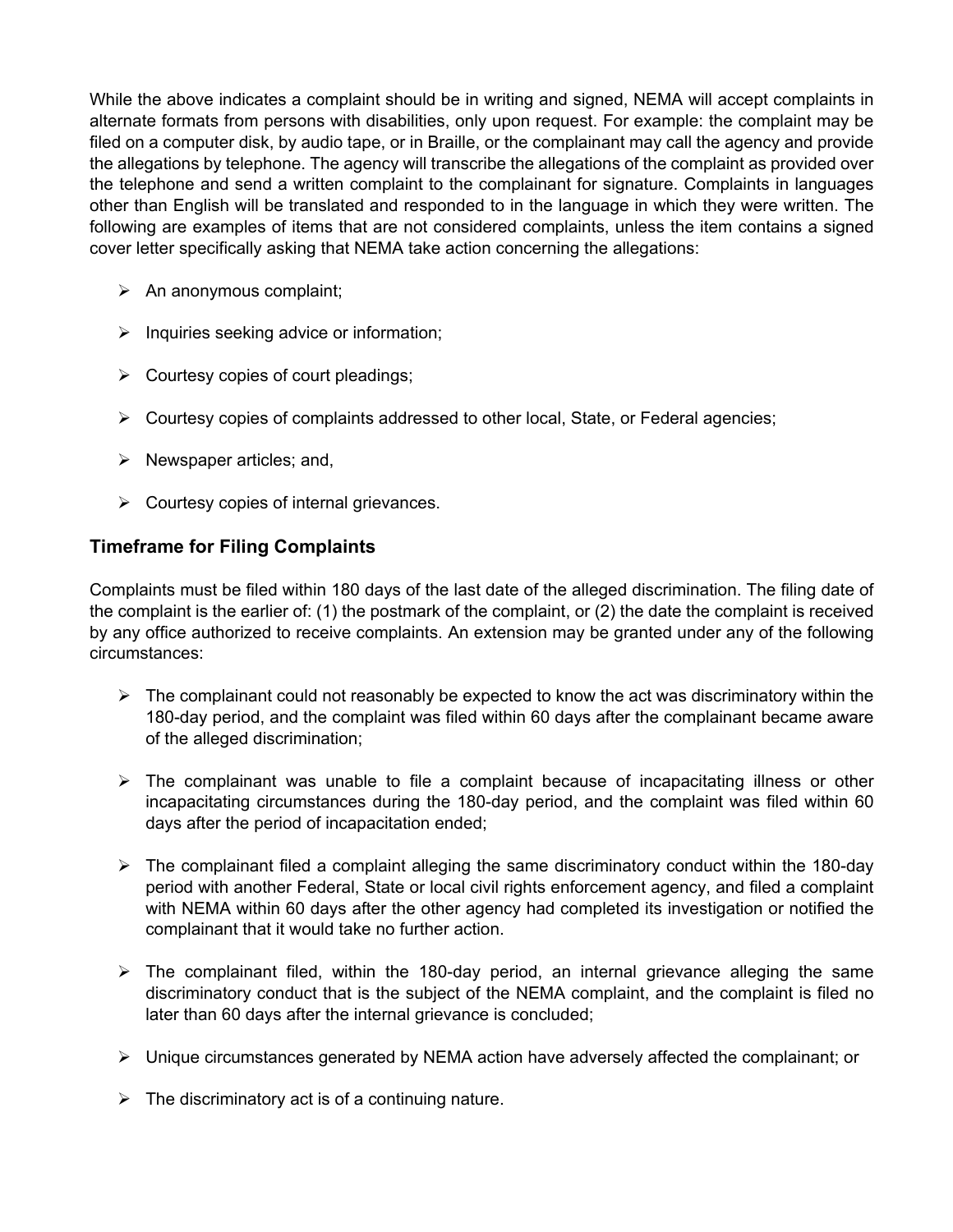While the above indicates a complaint should be in writing and signed, NEMA will accept complaints in alternate formats from persons with disabilities, only upon request. For example: the complaint may be filed on a computer disk, by audio tape, or in Braille, or the complainant may call the agency and provide the allegations by telephone. The agency will transcribe the allegations of the complaint as provided over the telephone and send a written complaint to the complainant for signature. Complaints in languages other than English will be translated and responded to in the language in which they were written. The following are examples of items that are not considered complaints, unless the item contains a signed cover letter specifically asking that NEMA take action concerning the allegations:

- An anonymous complaint;
- Inquiries seeking advice or information;
- Courtesy copies of court pleadings;
- Courtesy copies of complaints addressed to other local, State, or Federal agencies;
- Newspaper articles; and,
- Courtesy copies of internal grievances.

### Timeframe for Filing Complaints

Complaints must be filed within 180 days of the last date of the alleged discrimination. The filing date of the complaint is the earlier of: (1) the postmark of the complaint, or (2) the date the complaint is received by any office authorized to receive complaints. An extension may be granted under any of the following circumstances:

- The complainant could not reasonably be expected to know the act was discriminatory within the 180-day period, and the complaint was filed within 60 days after the complainant became aware of the alleged discrimination;
- The complainant was unable to file a complaint because of incapacitating illness or other incapacitating circumstances during the 180-day period, and the complaint was filed within 60 days after the period of incapacitation ended;
- The complainant filed a complaint alleging the same discriminatory conduct within the 180-day period with another Federal, State or local civil rights enforcement agency, and filed a complaint with NEMA within 60 days after the other agency had completed its investigation or notified the complainant that it would take no further action.
- The complainant filed, within the 180-day period, an internal grievance alleging the same discriminatory conduct that is the subject of the NEMA complaint, and the complaint is filed no later than 60 days after the internal grievance is concluded;
- Unique circumstances generated by NEMA action have adversely affected the complainant; or
- The discriminatory act is of a continuing nature.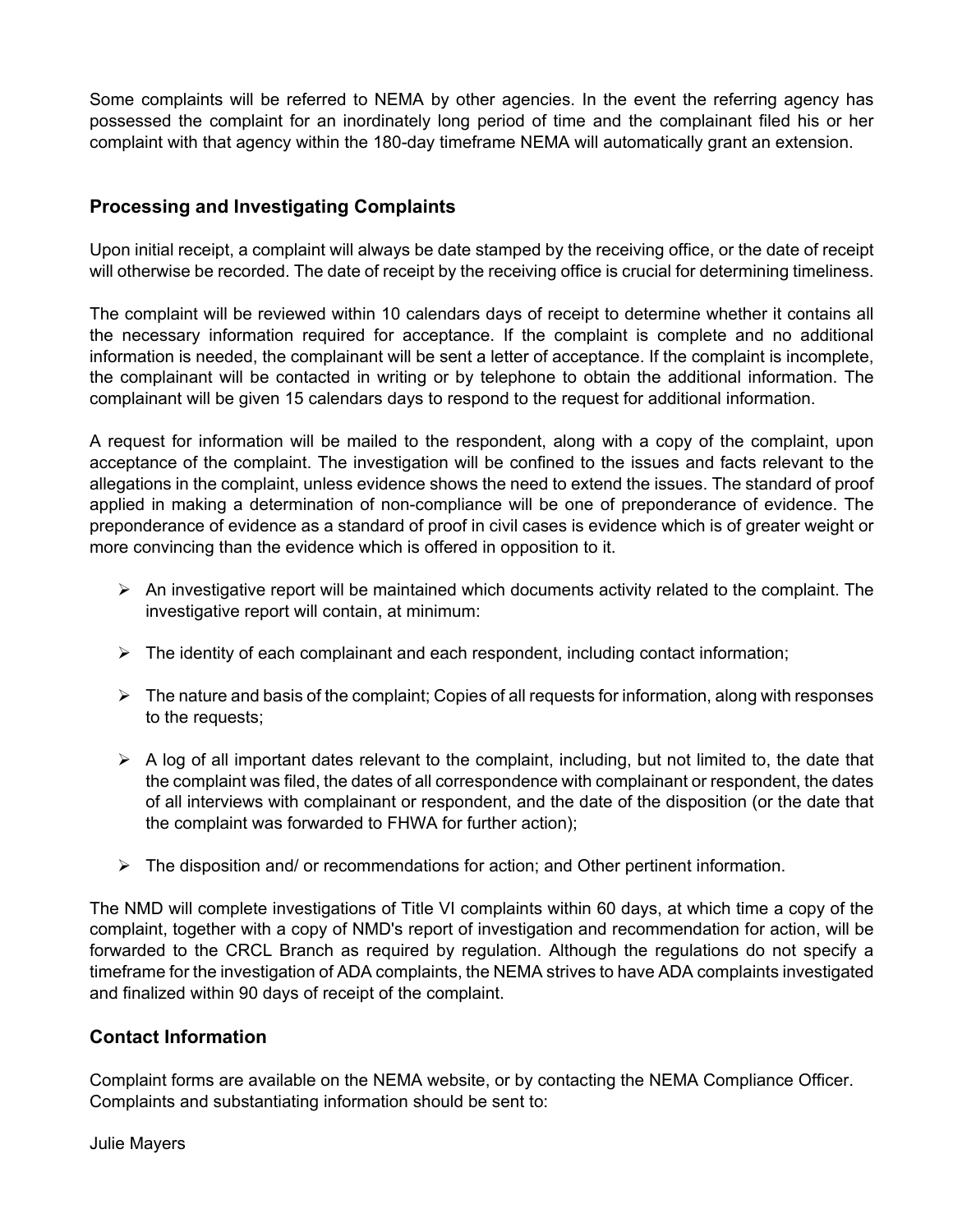Some complaints will be referred to NEMA by other agencies. In the event the referring agency has possessed the complaint for an inordinately long period of time and the complainant filed his or her complaint with that agency within the 180-day timeframe NEMA will automatically grant an extension.

## Processing and Investigating Complaints

Upon initial receipt, a complaint will always be date stamped by the receiving office, or the date of receipt will otherwise be recorded. The date of receipt by the receiving office is crucial for determining timeliness.

The complaint will be reviewed within 10 calendars days of receipt to determine whether it contains all the necessary information required for acceptance. If the complaint is complete and no additional information is needed, the complainant will be sent a letter of acceptance. If the complaint is incomplete, the complainant will be contacted in writing or by telephone to obtain the additional information. The complainant will be given 15 calendars days to respond to the request for additional information.

A request for information will be mailed to the respondent, along with a copy of the complaint, upon acceptance of the complaint. The investigation will be confined to the issues and facts relevant to the allegations in the complaint, unless evidence shows the need to extend the issues. The standard of proof applied in making a determination of non-compliance will be one of preponderance of evidence. The preponderance of evidence as a standard of proof in civil cases is evidence which is of greater weight or more convincing than the evidence which is offered in opposition to it.

- An investigative report will be maintained which documents activity related to the complaint. The investigative report will contain, at minimum:
- The identity of each complainant and each respondent, including contact information;
- The nature and basis of the complaint; Copies of all requests for information, along with responses to the requests;
- A log of all important dates relevant to the complaint, including, but not limited to, the date that the complaint was filed, the dates of all correspondence with complainant or respondent, the dates of all interviews with complainant or respondent, and the date of the disposition (or the date that the complaint was forwarded to FHWA for further action);
- The disposition and/ or recommendations for action; and Other pertinent information.

The NMD will complete investigations of Title VI complaints within 60 days, at which time a copy of the complaint, together with a copy of NMD's report of investigation and recommendation for action, will be forwarded to the CRCL Branch as required by regulation. Although the regulations do not specify a timeframe for the investigation of ADA complaints, the NEMA strives to have ADA complaints investigated and finalized within 90 days of receipt of the complaint.

## Contact Information

Complaint forms are available on the NEMA website, or by contacting the NEMA Compliance Officer. Complaints and substantiating information should be sent to:

Julie Mayers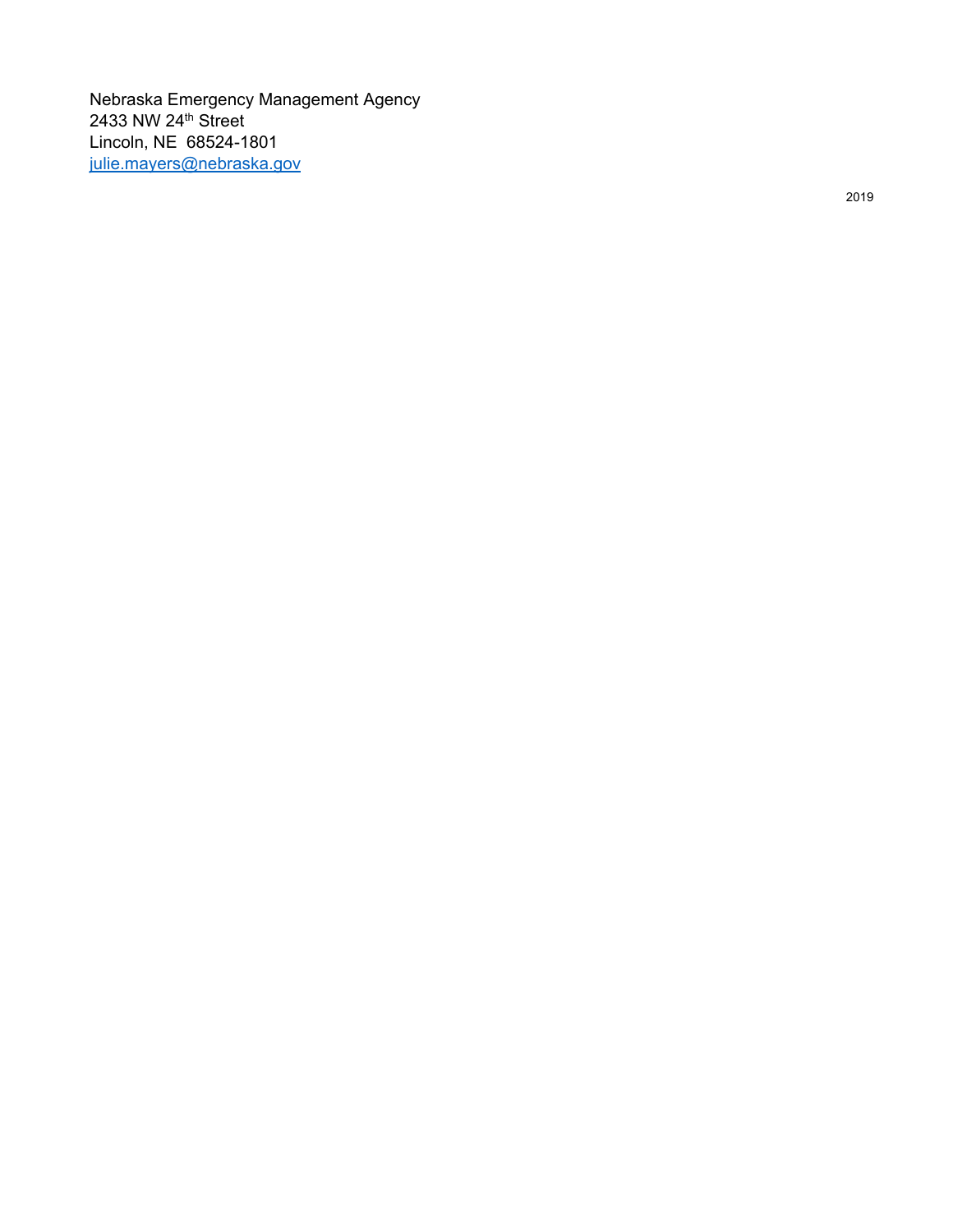Nebraska Emergency Management Agency
2433 NW 24th Street
Lincoln, NE  68524-1801
[julie.mayers@nebraska.gov](mailto:julie.mayers@nebraska.gov)

2019